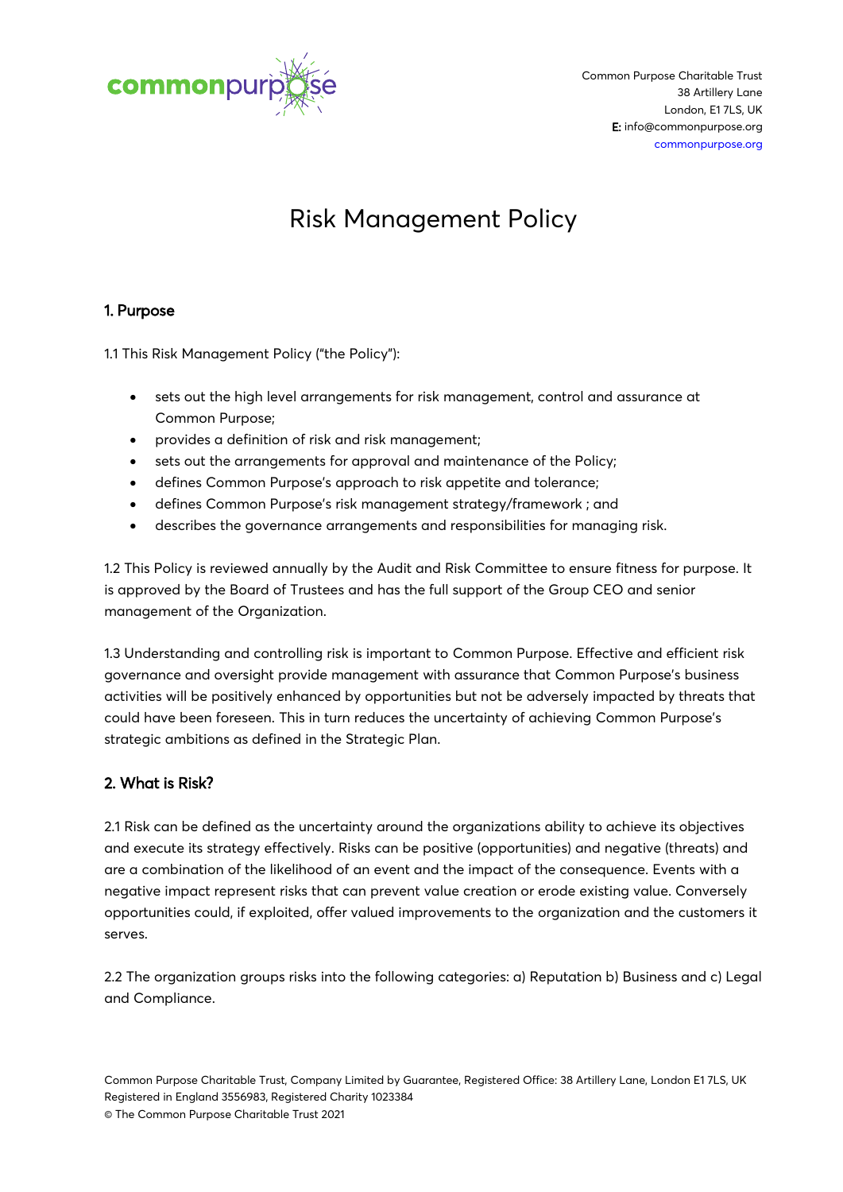Common Purpose Charitable Trust
38 Artillery Lane
London, E1 7LS, UK
E: info@commonpurpose.org
commonpurpose.org

# Risk Management Policy

## 1. Purpose

1.1 This Risk Management Policy ("the Policy"):

- sets out the high level arrangements for risk management, control and assurance at Common Purpose;
- provides a definition of risk and risk management;
- sets out the arrangements for approval and maintenance of the Policy;
- defines Common Purpose's approach to risk appetite and tolerance;
- defines Common Purpose's risk management strategy/framework ; and
- describes the governance arrangements and responsibilities for managing risk.

1.2 This Policy is reviewed annually by the Audit and Risk Committee to ensure fitness for purpose. It is approved by the Board of Trustees and has the full support of the Group CEO and senior management of the Organization.

1.3 Understanding and controlling risk is important to Common Purpose. Effective and efficient risk governance and oversight provide management with assurance that Common Purpose's business activities will be positively enhanced by opportunities but not be adversely impacted by threats that could have been foreseen. This in turn reduces the uncertainty of achieving Common Purpose's strategic ambitions as defined in the Strategic Plan.

## 2. What is Risk?

2.1 Risk can be defined as the uncertainty around the organizations ability to achieve its objectives and execute its strategy effectively. Risks can be positive (opportunities) and negative (threats) and are a combination of the likelihood of an event and the impact of the consequence. Events with a negative impact represent risks that can prevent value creation or erode existing value. Conversely opportunities could, if exploited, offer valued improvements to the organization and the customers it serves.

2.2 The organization groups risks into the following categories: a) Reputation b) Business and c) Legal and Compliance.

Common Purpose Charitable Trust, Company Limited by Guarantee, Registered Office: 38 Artillery Lane, London E1 7LS, UK
Registered in England 3556983, Registered Charity 1023384
© The Common Purpose Charitable Trust 2021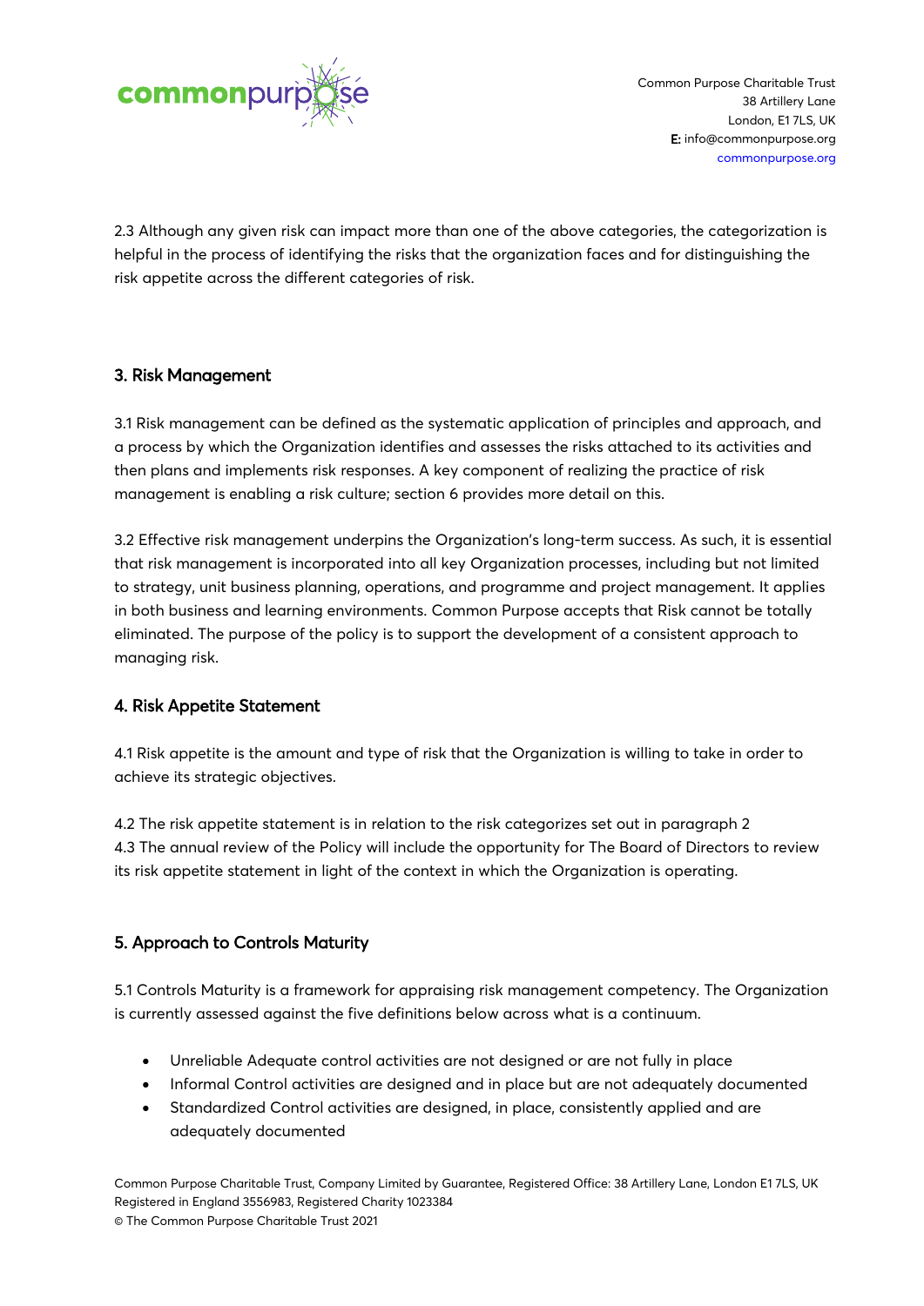2.3 Although any given risk can impact more than one of the above categories, the categorization is helpful in the process of identifying the risks that the organization faces and for distinguishing the risk appetite across the different categories of risk.

## 3. Risk Management

3.1 Risk management can be defined as the systematic application of principles and approach, and a process by which the Organization identifies and assesses the risks attached to its activities and then plans and implements risk responses. A key component of realizing the practice of risk management is enabling a risk culture; section 6 provides more detail on this.

3.2 Effective risk management underpins the Organization's long-term success. As such, it is essential that risk management is incorporated into all key Organization processes, including but not limited to strategy, unit business planning, operations, and programme and project management. It applies in both business and learning environments. Common Purpose accepts that Risk cannot be totally eliminated. The purpose of the policy is to support the development of a consistent approach to managing risk.

## 4. Risk Appetite Statement

4.1 Risk appetite is the amount and type of risk that the Organization is willing to take in order to achieve its strategic objectives.

4.2 The risk appetite statement is in relation to the risk categorizes set out in paragraph 2
4.3 The annual review of the Policy will include the opportunity for The Board of Directors to review its risk appetite statement in light of the context in which the Organization is operating.

## 5. Approach to Controls Maturity

5.1 Controls Maturity is a framework for appraising risk management competency. The Organization is currently assessed against the five definitions below across what is a continuum.

- Unreliable Adequate control activities are not designed or are not fully in place
- Informal Control activities are designed and in place but are not adequately documented
- Standardized Control activities are designed, in place, consistently applied and are adequately documented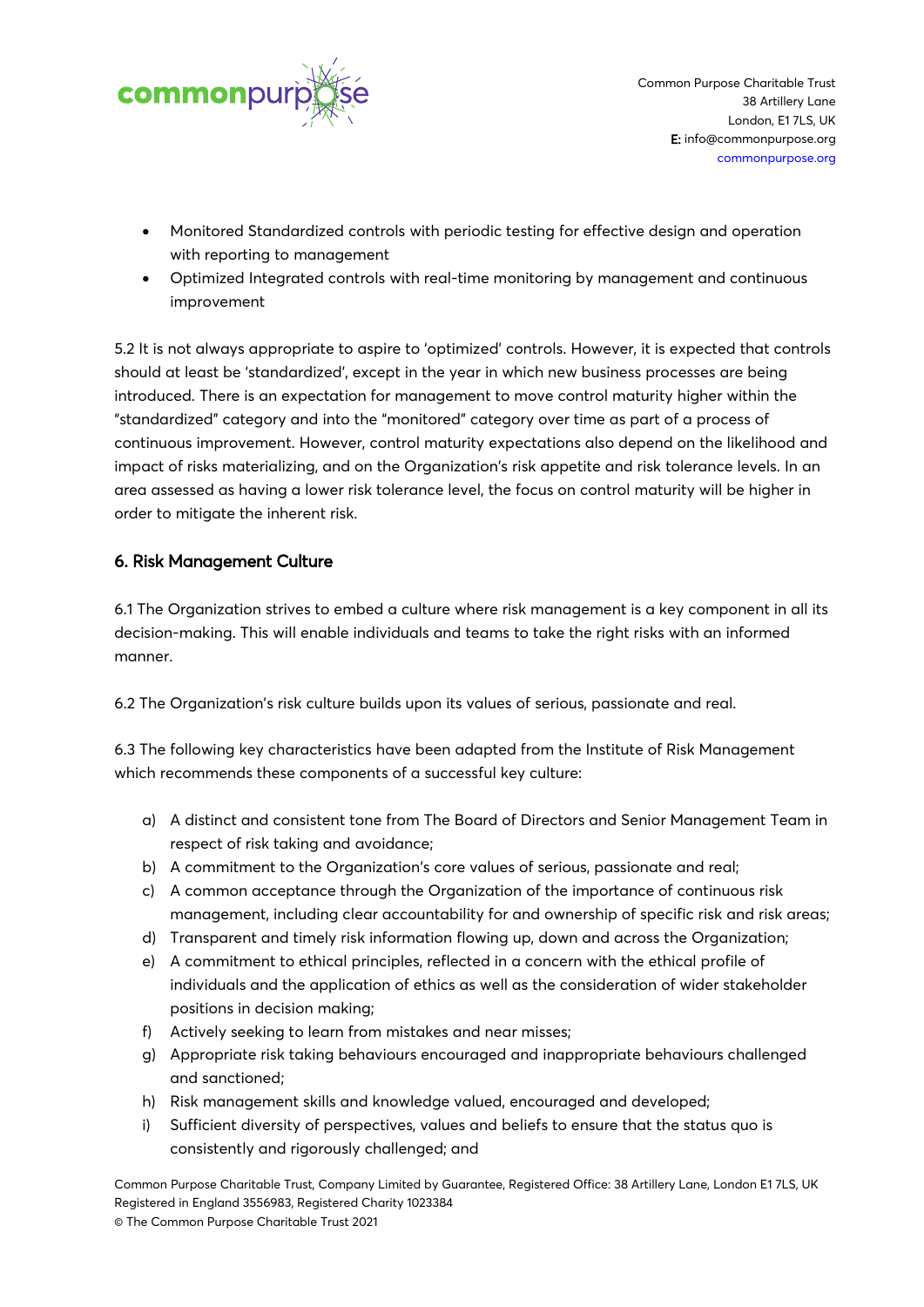- Monitored Standardized controls with periodic testing for effective design and operation with reporting to management
- Optimized Integrated controls with real-time monitoring by management and continuous improvement

5.2 It is not always appropriate to aspire to 'optimized' controls. However, it is expected that controls should at least be 'standardized', except in the year in which new business processes are being introduced. There is an expectation for management to move control maturity higher within the "standardized" category and into the "monitored" category over time as part of a process of continuous improvement. However, control maturity expectations also depend on the likelihood and impact of risks materializing, and on the Organization's risk appetite and risk tolerance levels. In an area assessed as having a lower risk tolerance level, the focus on control maturity will be higher in order to mitigate the inherent risk.

## 6. Risk Management Culture

6.1 The Organization strives to embed a culture where risk management is a key component in all its decision-making. This will enable individuals and teams to take the right risks with an informed manner.

6.2 The Organization's risk culture builds upon its values of serious, passionate and real.

6.3 The following key characteristics have been adapted from the Institute of Risk Management which recommends these components of a successful key culture:

a) A distinct and consistent tone from The Board of Directors and Senior Management Team in respect of risk taking and avoidance;
b) A commitment to the Organization's core values of serious, passionate and real;
c) A common acceptance through the Organization of the importance of continuous risk management, including clear accountability for and ownership of specific risk and risk areas;
d) Transparent and timely risk information flowing up, down and across the Organization;
e) A commitment to ethical principles, reflected in a concern with the ethical profile of individuals and the application of ethics as well as the consideration of wider stakeholder positions in decision making;
f) Actively seeking to learn from mistakes and near misses;
g) Appropriate risk taking behaviours encouraged and inappropriate behaviours challenged and sanctioned;
h) Risk management skills and knowledge valued, encouraged and developed;
i) Sufficient diversity of perspectives, values and beliefs to ensure that the status quo is consistently and rigorously challenged; and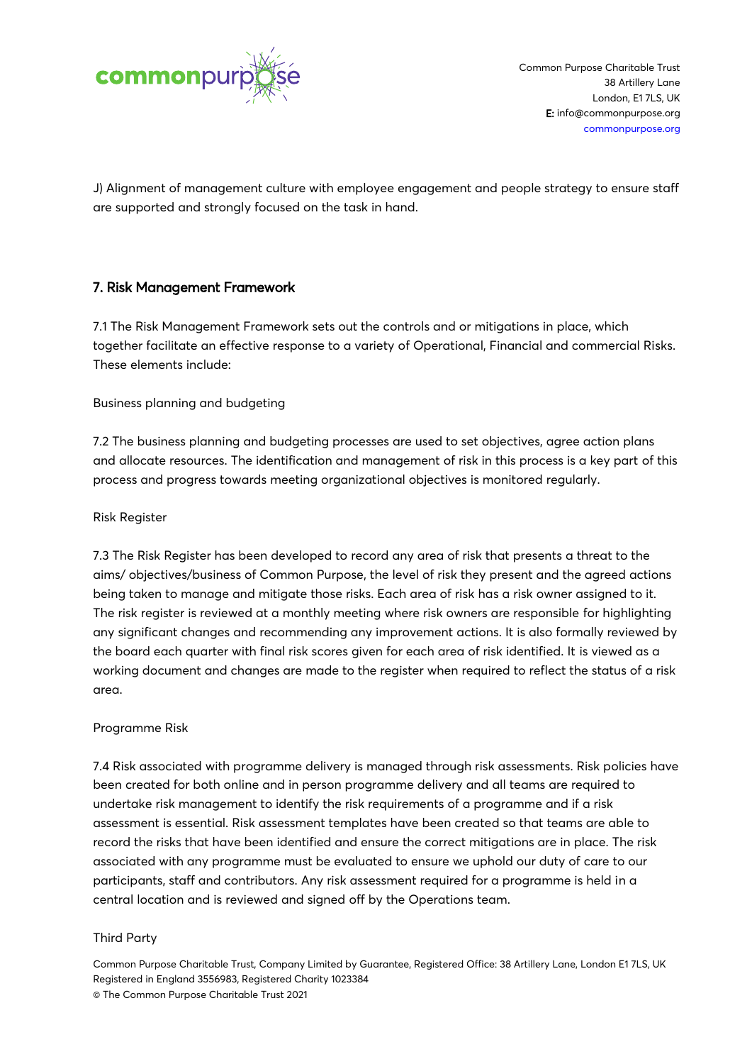J) Alignment of management culture with employee engagement and people strategy to ensure staff are supported and strongly focused on the task in hand.

## 7. Risk Management Framework

7.1 The Risk Management Framework sets out the controls and or mitigations in place, which together facilitate an effective response to a variety of Operational, Financial and commercial Risks. These elements include:

Business planning and budgeting

7.2 The business planning and budgeting processes are used to set objectives, agree action plans and allocate resources. The identification and management of risk in this process is a key part of this process and progress towards meeting organizational objectives is monitored regularly.

Risk Register

7.3 The Risk Register has been developed to record any area of risk that presents a threat to the aims/ objectives/business of Common Purpose, the level of risk they present and the agreed actions being taken to manage and mitigate those risks. Each area of risk has a risk owner assigned to it. The risk register is reviewed at a monthly meeting where risk owners are responsible for highlighting any significant changes and recommending any improvement actions. It is also formally reviewed by the board each quarter with final risk scores given for each area of risk identified. It is viewed as a working document and changes are made to the register when required to reflect the status of a risk area.

Programme Risk

7.4 Risk associated with programme delivery is managed through risk assessments. Risk policies have been created for both online and in person programme delivery and all teams are required to undertake risk management to identify the risk requirements of a programme and if a risk assessment is essential. Risk assessment templates have been created so that teams are able to record the risks that have been identified and ensure the correct mitigations are in place. The risk associated with any programme must be evaluated to ensure we uphold our duty of care to our participants, staff and contributors. Any risk assessment required for a programme is held in a central location and is reviewed and signed off by the Operations team.

Third Party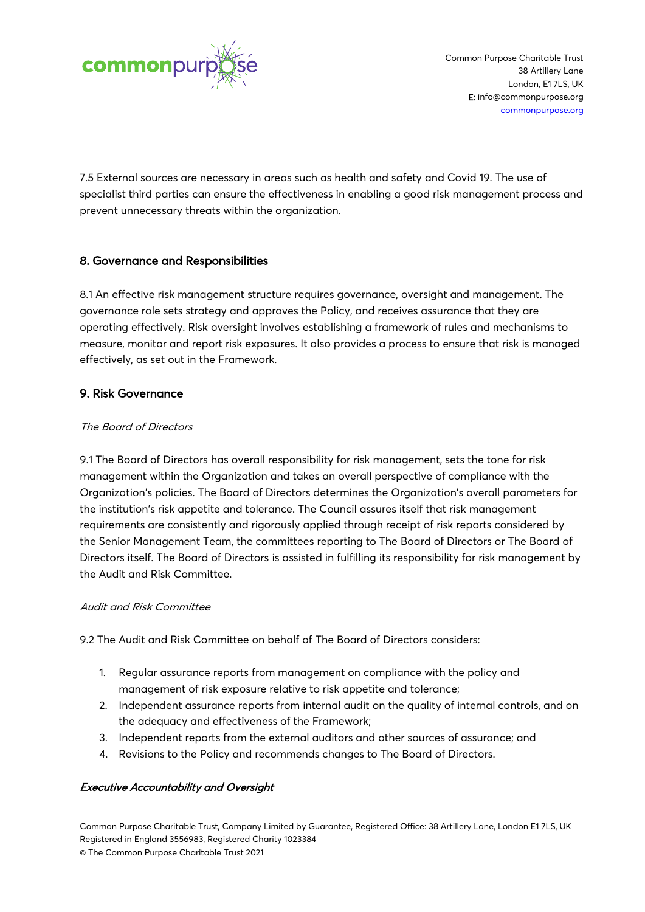7.5 External sources are necessary in areas such as health and safety and Covid 19. The use of specialist third parties can ensure the effectiveness in enabling a good risk management process and prevent unnecessary threats within the organization.

## 8. Governance and Responsibilities

8.1 An effective risk management structure requires governance, oversight and management. The governance role sets strategy and approves the Policy, and receives assurance that they are operating effectively. Risk oversight involves establishing a framework of rules and mechanisms to measure, monitor and report risk exposures. It also provides a process to ensure that risk is managed effectively, as set out in the Framework.

## 9. Risk Governance

*The Board of Directors*

9.1 The Board of Directors has overall responsibility for risk management, sets the tone for risk management within the Organization and takes an overall perspective of compliance with the Organization's policies. The Board of Directors determines the Organization's overall parameters for the institution's risk appetite and tolerance. The Council assures itself that risk management requirements are consistently and rigorously applied through receipt of risk reports considered by the Senior Management Team, the committees reporting to The Board of Directors or The Board of Directors itself. The Board of Directors is assisted in fulfilling its responsibility for risk management by the Audit and Risk Committee.

*Audit and Risk Committee*

9.2 The Audit and Risk Committee on behalf of The Board of Directors considers:

1. Regular assurance reports from management on compliance with the policy and management of risk exposure relative to risk appetite and tolerance;
2. Independent assurance reports from internal audit on the quality of internal controls, and on the adequacy and effectiveness of the Framework;
3. Independent reports from the external auditors and other sources of assurance; and
4. Revisions to the Policy and recommends changes to The Board of Directors.

***Executive Accountability and Oversight***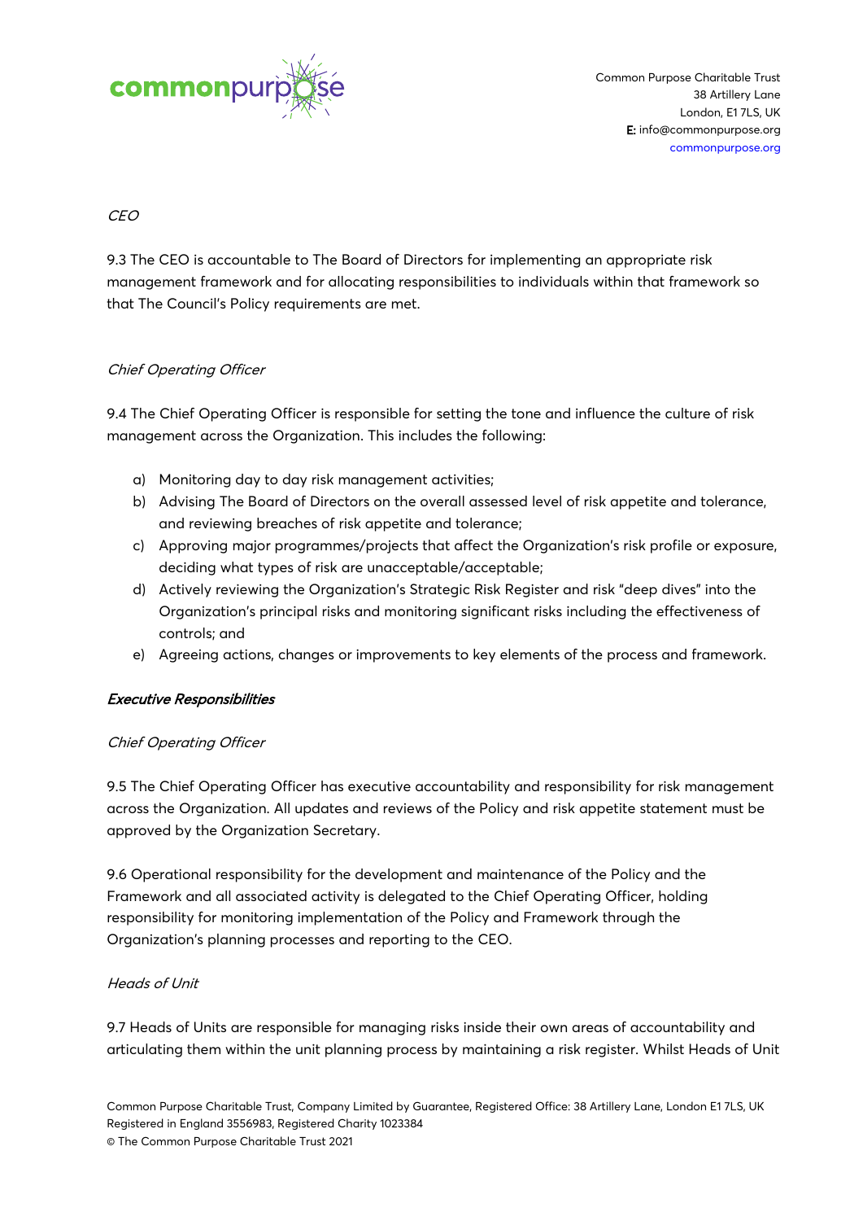*CEO*

9.3 The CEO is accountable to The Board of Directors for implementing an appropriate risk management framework and for allocating responsibilities to individuals within that framework so that The Council's Policy requirements are met.

*Chief Operating Officer*

9.4 The Chief Operating Officer is responsible for setting the tone and influence the culture of risk management across the Organization. This includes the following:

a) Monitoring day to day risk management activities;
b) Advising The Board of Directors on the overall assessed level of risk appetite and tolerance, and reviewing breaches of risk appetite and tolerance;
c) Approving major programmes/projects that affect the Organization's risk profile or exposure, deciding what types of risk are unacceptable/acceptable;
d) Actively reviewing the Organization's Strategic Risk Register and risk "deep dives" into the Organization's principal risks and monitoring significant risks including the effectiveness of controls; and
e) Agreeing actions, changes or improvements to key elements of the process and framework.

***Executive Responsibilities***

*Chief Operating Officer*

9.5 The Chief Operating Officer has executive accountability and responsibility for risk management across the Organization. All updates and reviews of the Policy and risk appetite statement must be approved by the Organization Secretary.

9.6 Operational responsibility for the development and maintenance of the Policy and the Framework and all associated activity is delegated to the Chief Operating Officer, holding responsibility for monitoring implementation of the Policy and Framework through the Organization's planning processes and reporting to the CEO.

*Heads of Unit*

9.7 Heads of Units are responsible for managing risks inside their own areas of accountability and articulating them within the unit planning process by maintaining a risk register. Whilst Heads of Unit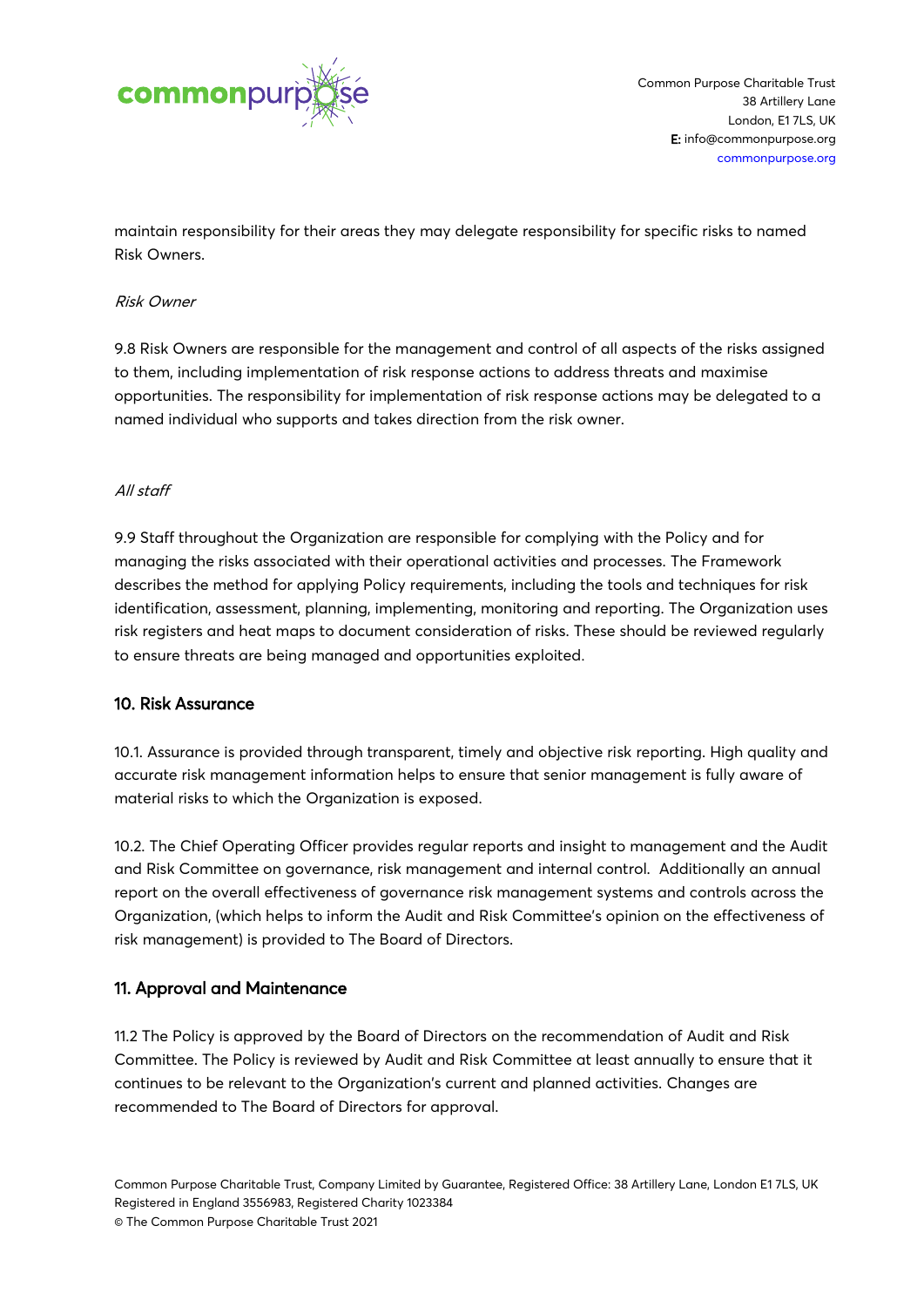maintain responsibility for their areas they may delegate responsibility for specific risks to named Risk Owners.

*Risk Owner*

9.8 Risk Owners are responsible for the management and control of all aspects of the risks assigned to them, including implementation of risk response actions to address threats and maximise opportunities. The responsibility for implementation of risk response actions may be delegated to a named individual who supports and takes direction from the risk owner.

*All staff*

9.9 Staff throughout the Organization are responsible for complying with the Policy and for managing the risks associated with their operational activities and processes. The Framework describes the method for applying Policy requirements, including the tools and techniques for risk identification, assessment, planning, implementing, monitoring and reporting. The Organization uses risk registers and heat maps to document consideration of risks. These should be reviewed regularly to ensure threats are being managed and opportunities exploited.

## 10. Risk Assurance

10.1. Assurance is provided through transparent, timely and objective risk reporting. High quality and accurate risk management information helps to ensure that senior management is fully aware of material risks to which the Organization is exposed.

10.2. The Chief Operating Officer provides regular reports and insight to management and the Audit and Risk Committee on governance, risk management and internal control. Additionally an annual report on the overall effectiveness of governance risk management systems and controls across the Organization, (which helps to inform the Audit and Risk Committee's opinion on the effectiveness of risk management) is provided to The Board of Directors.

## 11. Approval and Maintenance

11.2 The Policy is approved by the Board of Directors on the recommendation of Audit and Risk Committee. The Policy is reviewed by Audit and Risk Committee at least annually to ensure that it continues to be relevant to the Organization's current and planned activities. Changes are recommended to The Board of Directors for approval.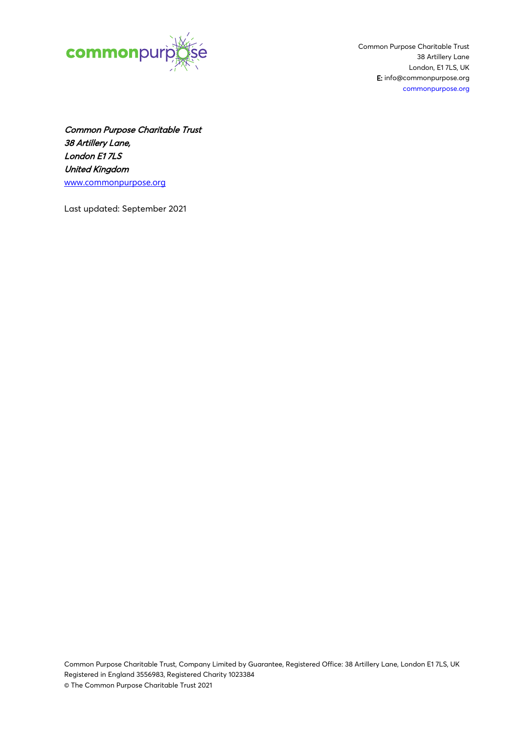Common Purpose Charitable Trust
38 Artillery Lane
London, E1 7LS, UK
E: info@commonpurpose.org
commonpurpose.org

*Common Purpose Charitable Trust*
*38 Artillery Lane,*
*London E1 7LS*
*United Kingdom*
www.commonpurpose.org

Last updated: September 2021

Common Purpose Charitable Trust, Company Limited by Guarantee, Registered Office: 38 Artillery Lane, London E1 7LS, UK
Registered in England 3556983, Registered Charity 1023384
© The Common Purpose Charitable Trust 2021